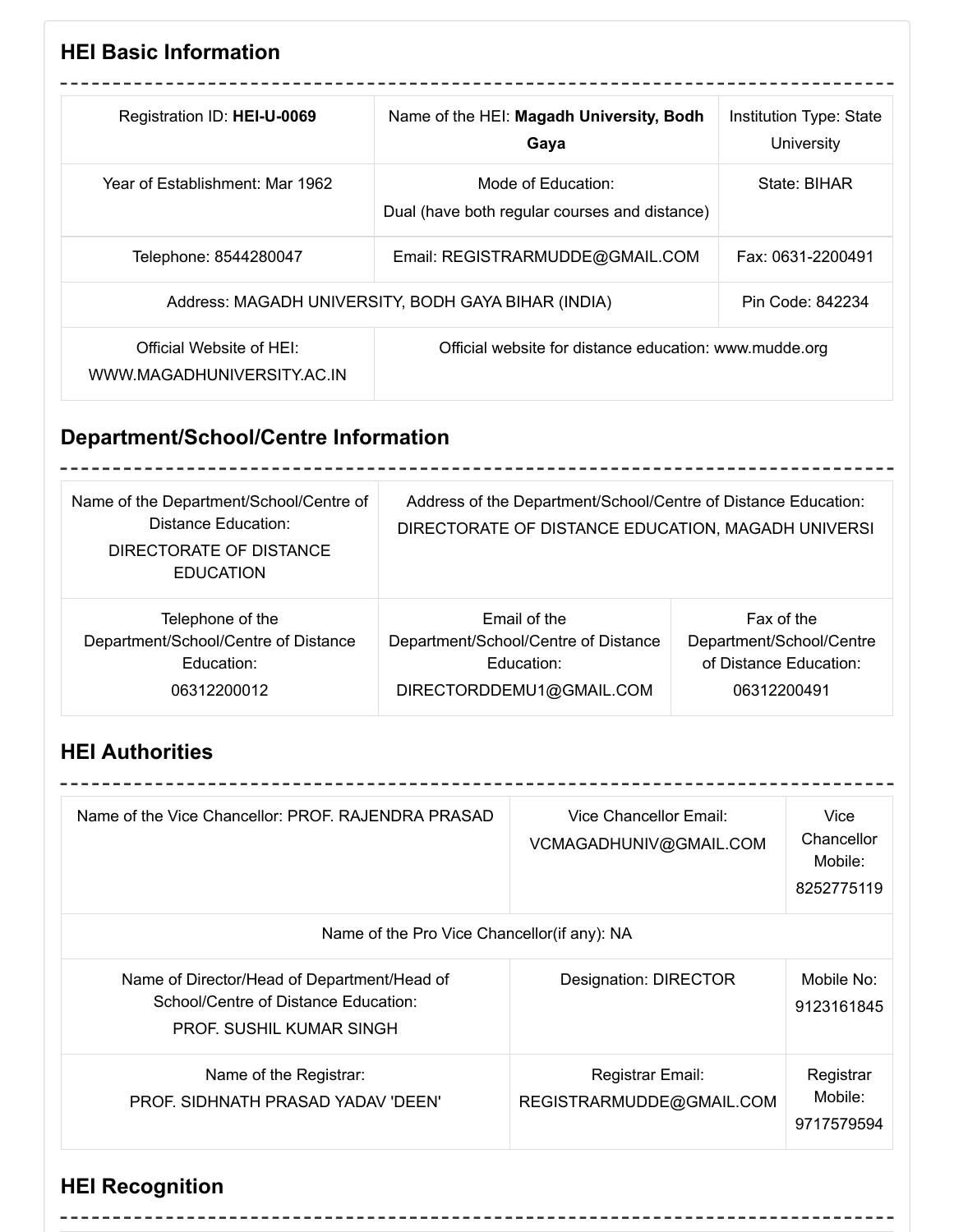## HEI Basic Information

| Registration ID: **HEI-U-0069** | Name of the HEI: **Magadh University, Bodh Gaya** | Institution Type: State University |
|---|---|---|
| Year of Establishment: Mar 1962 | Mode of Education: Dual (have both regular courses and distance) | State: BIHAR |
| Telephone: 8544280047 | Email: REGISTRARMUDDE@GMAIL.COM | Fax: 0631-2200491 |
| Address: MAGADH UNIVERSITY, BODH GAYA BIHAR (INDIA) | | Pin Code: 842234 |
| Official Website of HEI: WWW.MAGADHUNIVERSITY.AC.IN | Official website for distance education: www.mudde.org | |

## Department/School/Centre Information

| Name of the Department/School/Centre of Distance Education: DIRECTORATE OF DISTANCE EDUCATION | Address of the Department/School/Centre of Distance Education: DIRECTORATE OF DISTANCE EDUCATION, MAGADH UNIVERSI | |
|---|---|---|
| Telephone of the Department/School/Centre of Distance Education: 06312200012 | Email of the Department/School/Centre of Distance Education: DIRECTORDDEMU1@GMAIL.COM | Fax of the Department/School/Centre of Distance Education: 06312200491 |

## HEI Authorities

| Name of the Vice Chancellor: PROF. RAJENDRA PRASAD | Vice Chancellor Email: VCMAGADHUNIV@GMAIL.COM | Vice Chancellor Mobile: 8252775119 |
|---|---|---|
| Name of the Pro Vice Chancellor(if any): NA | | |
| Name of Director/Head of Department/Head of School/Centre of Distance Education: PROF. SUSHIL KUMAR SINGH | Designation: DIRECTOR | Mobile No: 9123161845 |
| Name of the Registrar: PROF. SIDHNATH PRASAD YADAV 'DEEN' | Registrar Email: REGISTRARMUDDE@GMAIL.COM | Registrar Mobile: 9717579594 |

## HEI Recognition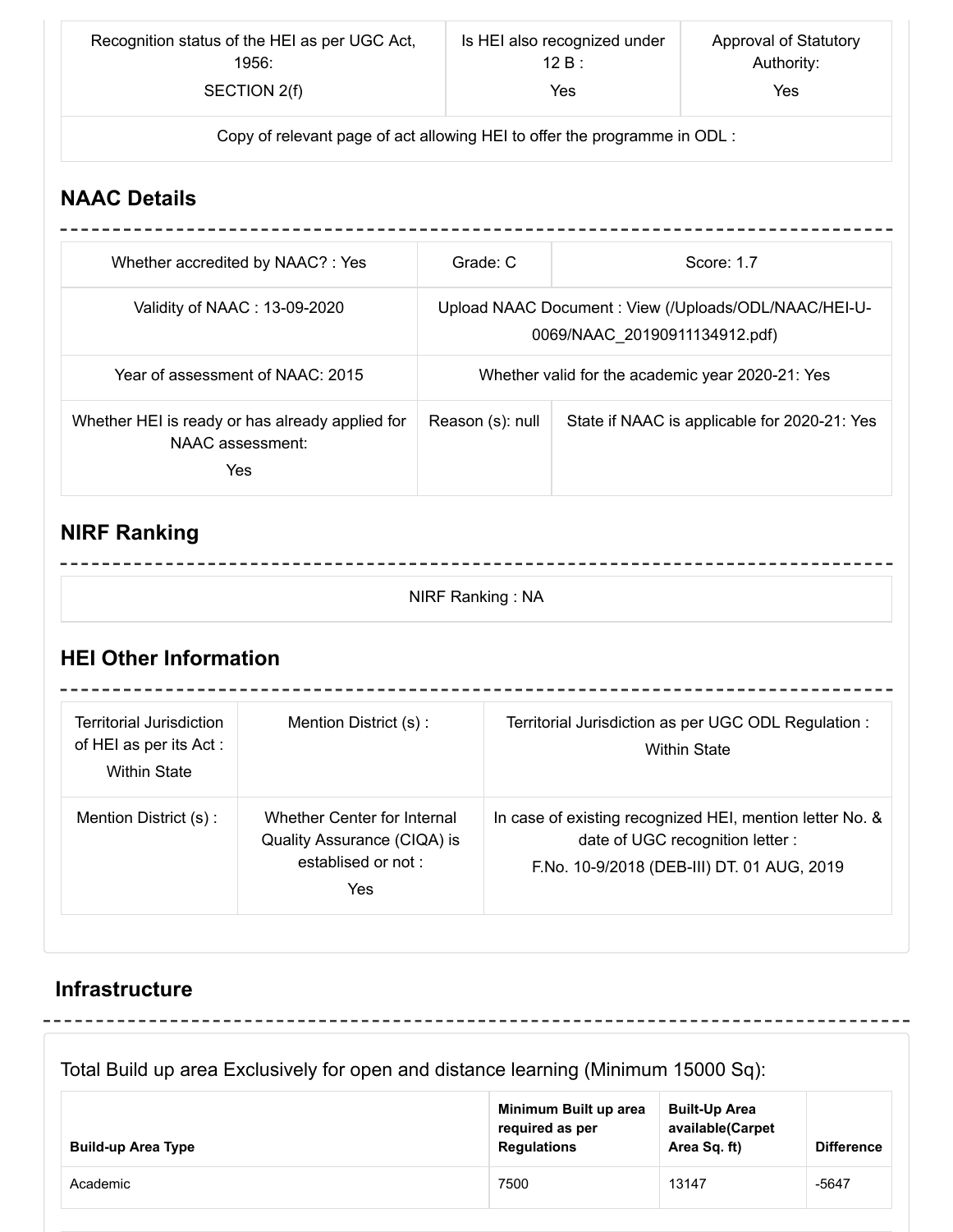| Recognition status of the HEI as per UGC Act, 1956: SECTION 2(f) | Is HEI also recognized under 12 B : Yes | Approval of Statutory Authority: Yes |
| --- | --- | --- |
| Copy of relevant page of act allowing HEI to offer the programme in ODL : | | |

## NAAC Details

| Whether accredited by NAAC? : Yes | Grade: C | Score: 1.7 |
| --- | --- | --- |
| Validity of NAAC : 13-09-2020 | Upload NAAC Document : View (/Uploads/ODL/NAAC/HEI-U-0069/NAAC_20190911134912.pdf) | |
| Year of assessment of NAAC: 2015 | Whether valid for the academic year 2020-21: Yes | |
| Whether HEI is ready or has already applied for NAAC assessment: Yes | Reason (s): null | State if NAAC is applicable for 2020-21: Yes |

## NIRF Ranking

| NIRF Ranking : NA |
| --- |

## HEI Other Information

| Territorial Jurisdiction of HEI as per its Act : Within State | Mention District (s) : | Territorial Jurisdiction as per UGC ODL Regulation : Within State |
| --- | --- | --- |
| Mention District (s) : | Whether Center for Internal Quality Assurance (CIQA) is establised or not : Yes | In case of existing recognized HEI, mention letter No. & date of UGC recognition letter : F.No. 10-9/2018 (DEB-III) DT. 01 AUG, 2019 |

## Infrastructure

Total Build up area Exclusively for open and distance learning (Minimum 15000 Sq):

| Build-up Area Type | Minimum Built up area required as per Regulations | Built-Up Area available(Carpet Area Sq. ft) | Difference |
| --- | --- | --- | --- |
| Academic | 7500 | 13147 | -5647 |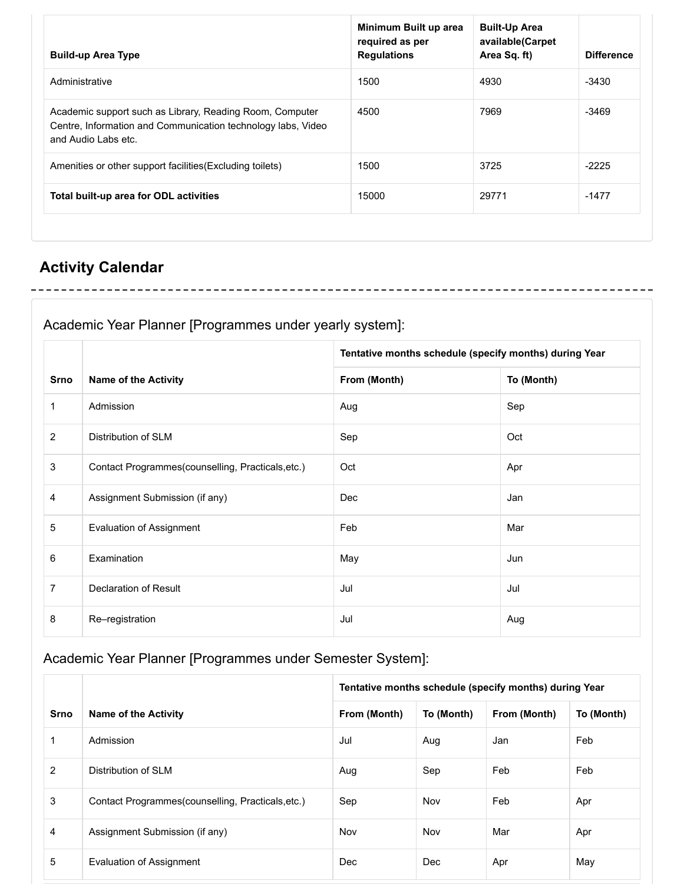| Build-up Area Type | Minimum Built up area required as per Regulations | Built-Up Area available(Carpet Area Sq. ft) | Difference |
|---|---|---|---|
| Administrative | 1500 | 4930 | -3430 |
| Academic support such as Library, Reading Room, Computer Centre, Information and Communication technology labs, Video and Audio Labs etc. | 4500 | 7969 | -3469 |
| Amenities or other support facilities(Excluding toilets) | 1500 | 3725 | -2225 |
| **Total built-up area for ODL activities** | 15000 | 29771 | -1477 |

## Activity Calendar

### Academic Year Planner [Programmes under yearly system]:

| Srno | Name of the Activity | Tentative months schedule (specify months) during Year | |
|---|---|---|---|
| | | From (Month) | To (Month) |
| 1 | Admission | Aug | Sep |
| 2 | Distribution of SLM | Sep | Oct |
| 3 | Contact Programmes(counselling, Practicals,etc.) | Oct | Apr |
| 4 | Assignment Submission (if any) | Dec | Jan |
| 5 | Evaluation of Assignment | Feb | Mar |
| 6 | Examination | May | Jun |
| 7 | Declaration of Result | Jul | Jul |
| 8 | Re–registration | Jul | Aug |

### Academic Year Planner [Programmes under Semester System]:

| Srno | Name of the Activity | Tentative months schedule (specify months) during Year | | | |
|---|---|---|---|---|---|
| | | From (Month) | To (Month) | From (Month) | To (Month) |
| 1 | Admission | Jul | Aug | Jan | Feb |
| 2 | Distribution of SLM | Aug | Sep | Feb | Feb |
| 3 | Contact Programmes(counselling, Practicals,etc.) | Sep | Nov | Feb | Apr |
| 4 | Assignment Submission (if any) | Nov | Nov | Mar | Apr |
| 5 | Evaluation of Assignment | Dec | Dec | Apr | May |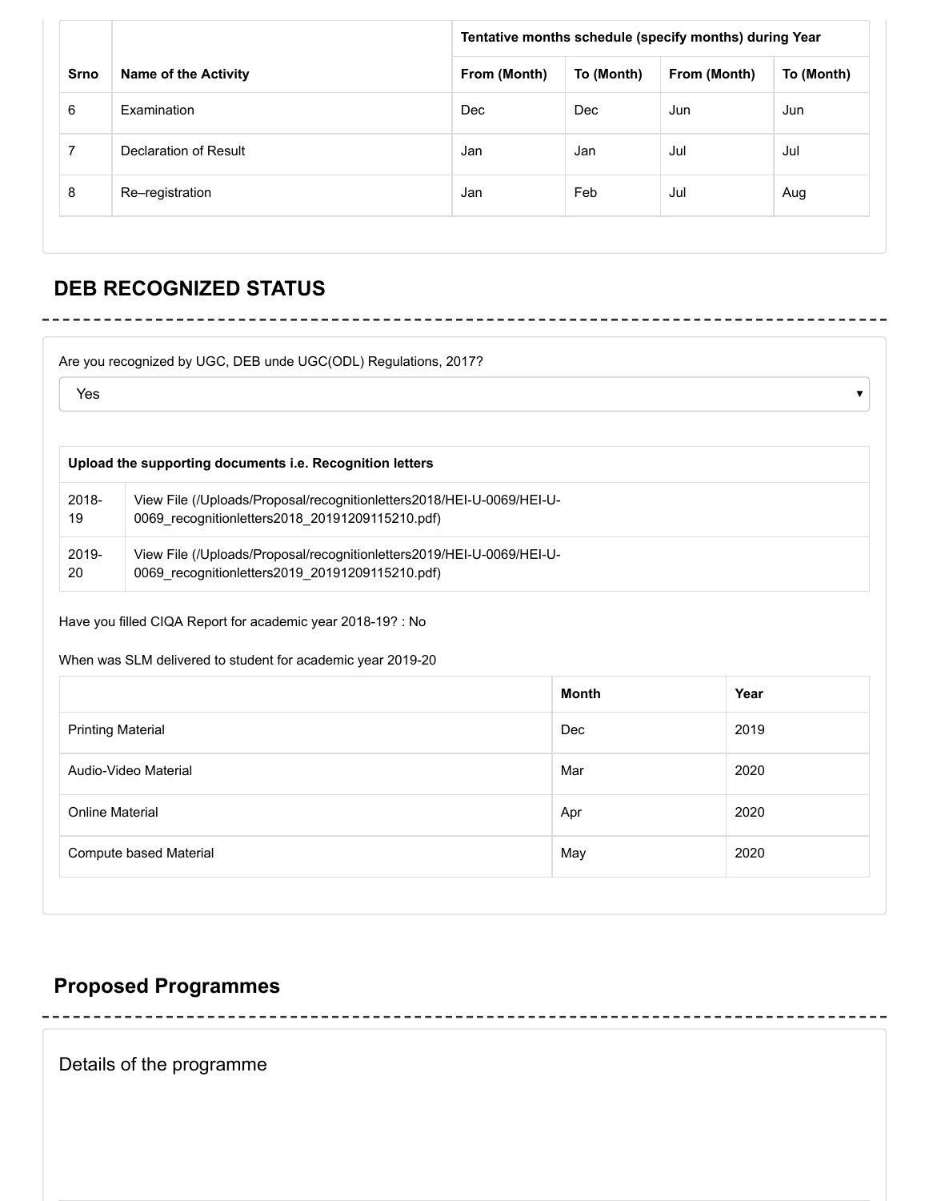| Srno | Name of the Activity | Tentative months schedule (specify months) during Year | | | |
|---|---|---|---|---|---|
| | | From (Month) | To (Month) | From (Month) | To (Month) |
| 6 | Examination | Dec | Dec | Jun | Jun |
| 7 | Declaration of Result | Jan | Jan | Jul | Jul |
| 8 | Re–registration | Jan | Feb | Jul | Aug |

## DEB RECOGNIZED STATUS

Are you recognized by UGC, DEB unde UGC(ODL) Regulations, 2017?

Yes

| Upload the supporting documents i.e. Recognition letters | |
|---|---|
| 2018-19 | View File (/Uploads/Proposal/recognitionletters2018/HEI-U-0069/HEI-U-0069_recognitionletters2018_20191209115210.pdf) |
| 2019-20 | View File (/Uploads/Proposal/recognitionletters2019/HEI-U-0069/HEI-U-0069_recognitionletters2019_20191209115210.pdf) |

Have you filled CIQA Report for academic year 2018-19? : No

When was SLM delivered to student for academic year 2019-20

| | Month | Year |
|---|---|---|
| Printing Material | Dec | 2019 |
| Audio-Video Material | Mar | 2020 |
| Online Material | Apr | 2020 |
| Compute based Material | May | 2020 |

## Proposed Programmes

Details of the programme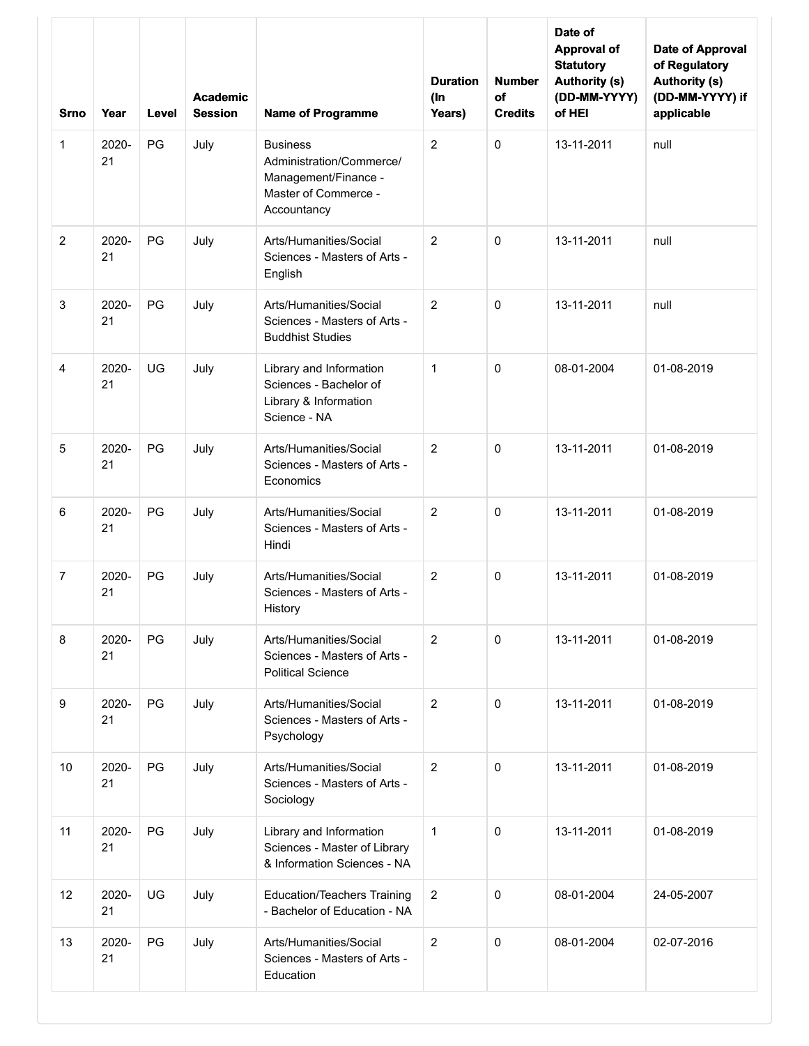| Srno | Year | Level | Academic Session | Name of Programme | Duration (In Years) | Number of Credits | Date of Approval of Statutory Authority (s) (DD-MM-YYYY) of HEI | Date of Approval of Regulatory Authority (s) (DD-MM-YYYY) if applicable |
|---|---|---|---|---|---|---|---|---|
| 1 | 2020-21 | PG | July | Business Administration/Commerce/ Management/Finance - Master of Commerce - Accountancy | 2 | 0 | 13-11-2011 | null |
| 2 | 2020-21 | PG | July | Arts/Humanities/Social Sciences - Masters of Arts - English | 2 | 0 | 13-11-2011 | null |
| 3 | 2020-21 | PG | July | Arts/Humanities/Social Sciences - Masters of Arts - Buddhist Studies | 2 | 0 | 13-11-2011 | null |
| 4 | 2020-21 | UG | July | Library and Information Sciences - Bachelor of Library & Information Science - NA | 1 | 0 | 08-01-2004 | 01-08-2019 |
| 5 | 2020-21 | PG | July | Arts/Humanities/Social Sciences - Masters of Arts - Economics | 2 | 0 | 13-11-2011 | 01-08-2019 |
| 6 | 2020-21 | PG | July | Arts/Humanities/Social Sciences - Masters of Arts - Hindi | 2 | 0 | 13-11-2011 | 01-08-2019 |
| 7 | 2020-21 | PG | July | Arts/Humanities/Social Sciences - Masters of Arts - History | 2 | 0 | 13-11-2011 | 01-08-2019 |
| 8 | 2020-21 | PG | July | Arts/Humanities/Social Sciences - Masters of Arts - Political Science | 2 | 0 | 13-11-2011 | 01-08-2019 |
| 9 | 2020-21 | PG | July | Arts/Humanities/Social Sciences - Masters of Arts - Psychology | 2 | 0 | 13-11-2011 | 01-08-2019 |
| 10 | 2020-21 | PG | July | Arts/Humanities/Social Sciences - Masters of Arts - Sociology | 2 | 0 | 13-11-2011 | 01-08-2019 |
| 11 | 2020-21 | PG | July | Library and Information Sciences - Master of Library & Information Sciences - NA | 1 | 0 | 13-11-2011 | 01-08-2019 |
| 12 | 2020-21 | UG | July | Education/Teachers Training - Bachelor of Education - NA | 2 | 0 | 08-01-2004 | 24-05-2007 |
| 13 | 2020-21 | PG | July | Arts/Humanities/Social Sciences - Masters of Arts - Education | 2 | 0 | 08-01-2004 | 02-07-2016 |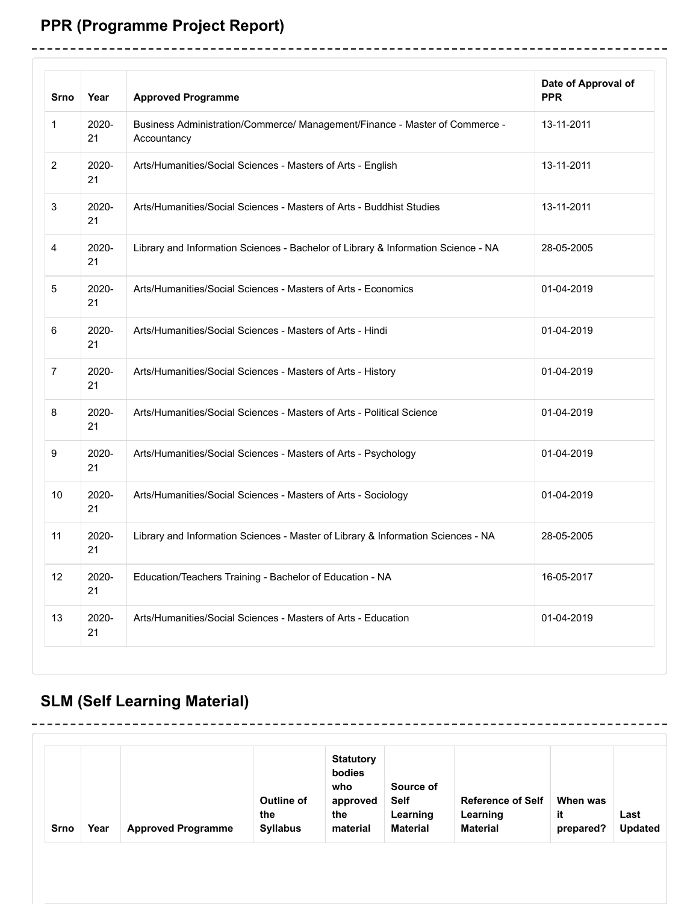## PPR (Programme Project Report)

| Srno | Year | Approved Programme | Date of Approval of PPR |
|---|---|---|---|
| 1 | 2020-21 | Business Administration/Commerce/ Management/Finance - Master of Commerce - Accountancy | 13-11-2011 |
| 2 | 2020-21 | Arts/Humanities/Social Sciences - Masters of Arts - English | 13-11-2011 |
| 3 | 2020-21 | Arts/Humanities/Social Sciences - Masters of Arts - Buddhist Studies | 13-11-2011 |
| 4 | 2020-21 | Library and Information Sciences - Bachelor of Library & Information Science - NA | 28-05-2005 |
| 5 | 2020-21 | Arts/Humanities/Social Sciences - Masters of Arts - Economics | 01-04-2019 |
| 6 | 2020-21 | Arts/Humanities/Social Sciences - Masters of Arts - Hindi | 01-04-2019 |
| 7 | 2020-21 | Arts/Humanities/Social Sciences - Masters of Arts - History | 01-04-2019 |
| 8 | 2020-21 | Arts/Humanities/Social Sciences - Masters of Arts - Political Science | 01-04-2019 |
| 9 | 2020-21 | Arts/Humanities/Social Sciences - Masters of Arts - Psychology | 01-04-2019 |
| 10 | 2020-21 | Arts/Humanities/Social Sciences - Masters of Arts - Sociology | 01-04-2019 |
| 11 | 2020-21 | Library and Information Sciences - Master of Library & Information Sciences - NA | 28-05-2005 |
| 12 | 2020-21 | Education/Teachers Training - Bachelor of Education - NA | 16-05-2017 |
| 13 | 2020-21 | Arts/Humanities/Social Sciences - Masters of Arts - Education | 01-04-2019 |

## SLM (Self Learning Material)

| Srno | Year | Approved Programme | Outline of the Syllabus | Statutory bodies who approved the material | Source of Self Learning Material | Reference of Self Learning Material | When was it prepared? | Last Updated |
|---|---|---|---|---|---|---|---|---|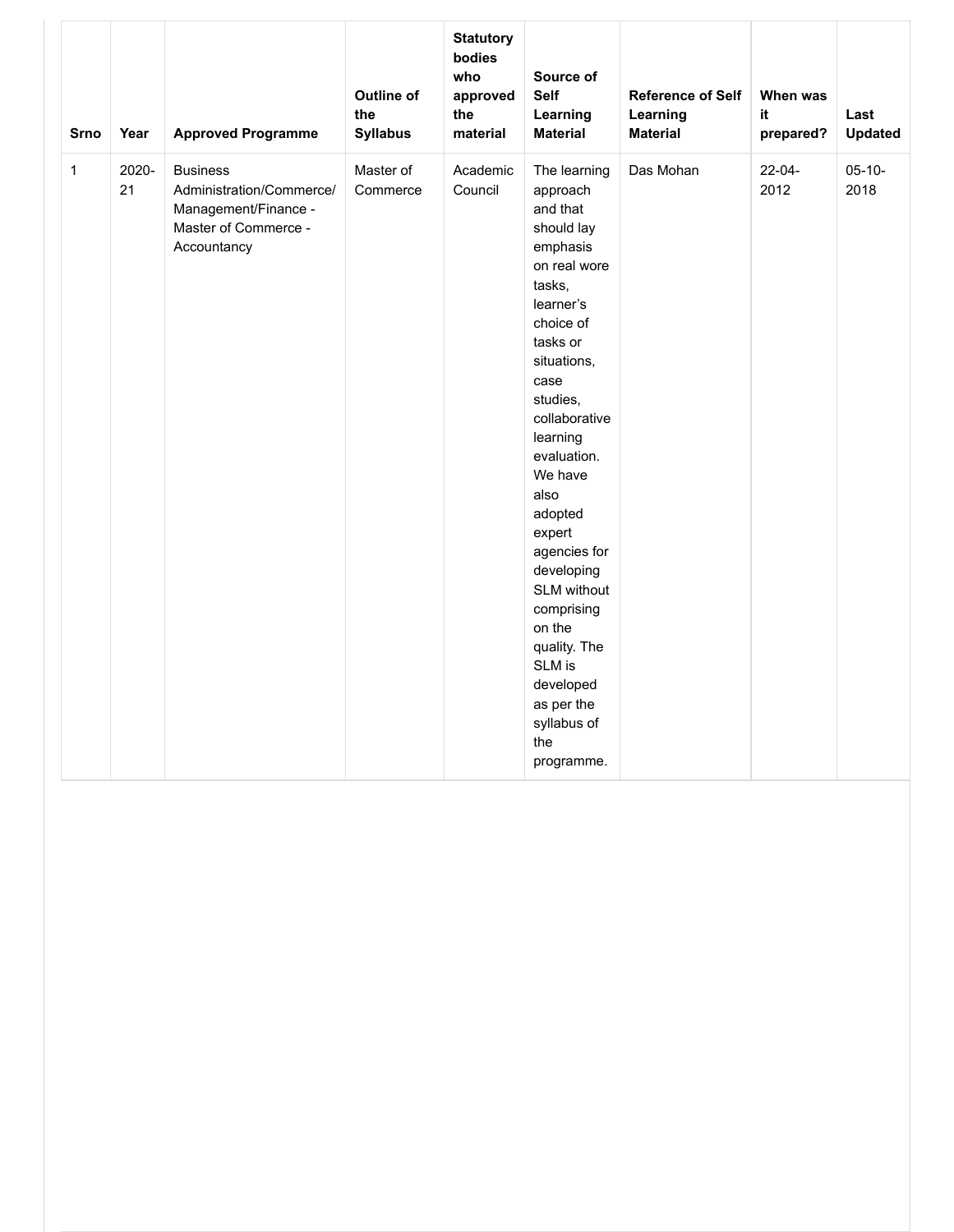| Srno | Year | Approved Programme | Outline of the Syllabus | Statutory bodies who approved the material | Source of Self Learning Material | Reference of Self Learning Material | When was it prepared? | Last Updated |
|---|---|---|---|---|---|---|---|---|
| 1 | 2020-21 | Business Administration/Commerce/ Management/Finance - Master of Commerce - Accountancy | Master of Commerce | Academic Council | The learning approach and that should lay emphasis on real wore tasks, learner's choice of tasks or situations, case studies, collaborative learning evaluation. We have also adopted expert agencies for developing SLM without comprising on the quality. The SLM is developed as per the syllabus of the programme. | Das Mohan | 22-04-2012 | 05-10-2018 |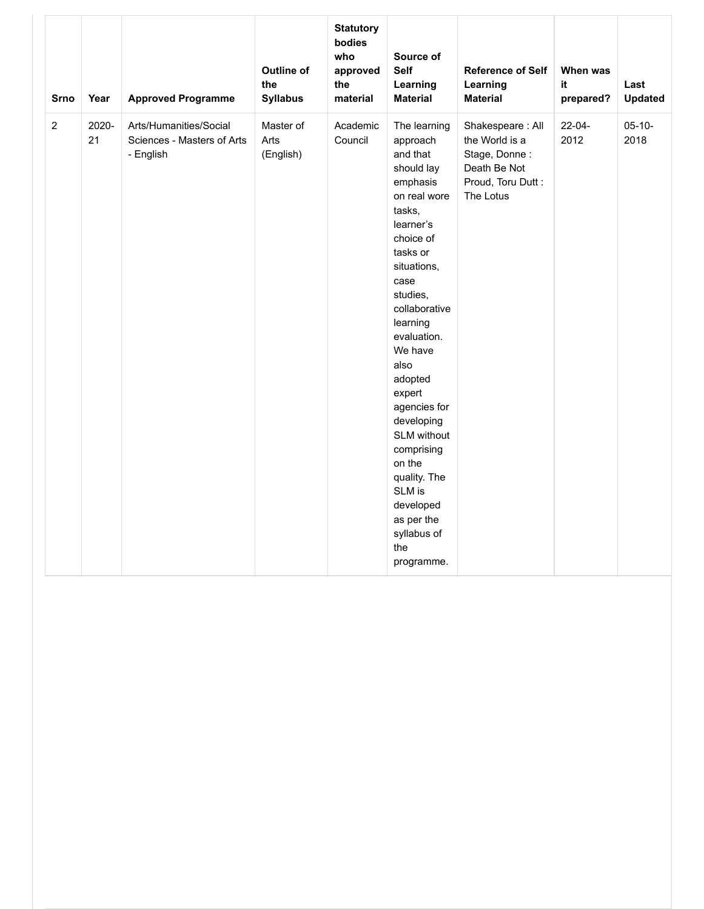| Srno | Year | Approved Programme | Outline of the Syllabus | Statutory bodies who approved the material | Source of Self Learning Material | Reference of Self Learning Material | When was it prepared? | Last Updated |
|---|---|---|---|---|---|---|---|---|
| 2 | 2020-21 | Arts/Humanities/Social Sciences - Masters of Arts - English | Master of Arts (English) | Academic Council | The learning approach and that should lay emphasis on real wore tasks, learner's choice of tasks or situations, case studies, collaborative learning evaluation. We have also adopted expert agencies for developing SLM without comprising on the quality. The SLM is developed as per the syllabus of the programme. | Shakespeare : All the World is a Stage, Donne : Death Be Not Proud, Toru Dutt : The Lotus | 22-04-2012 | 05-10-2018 |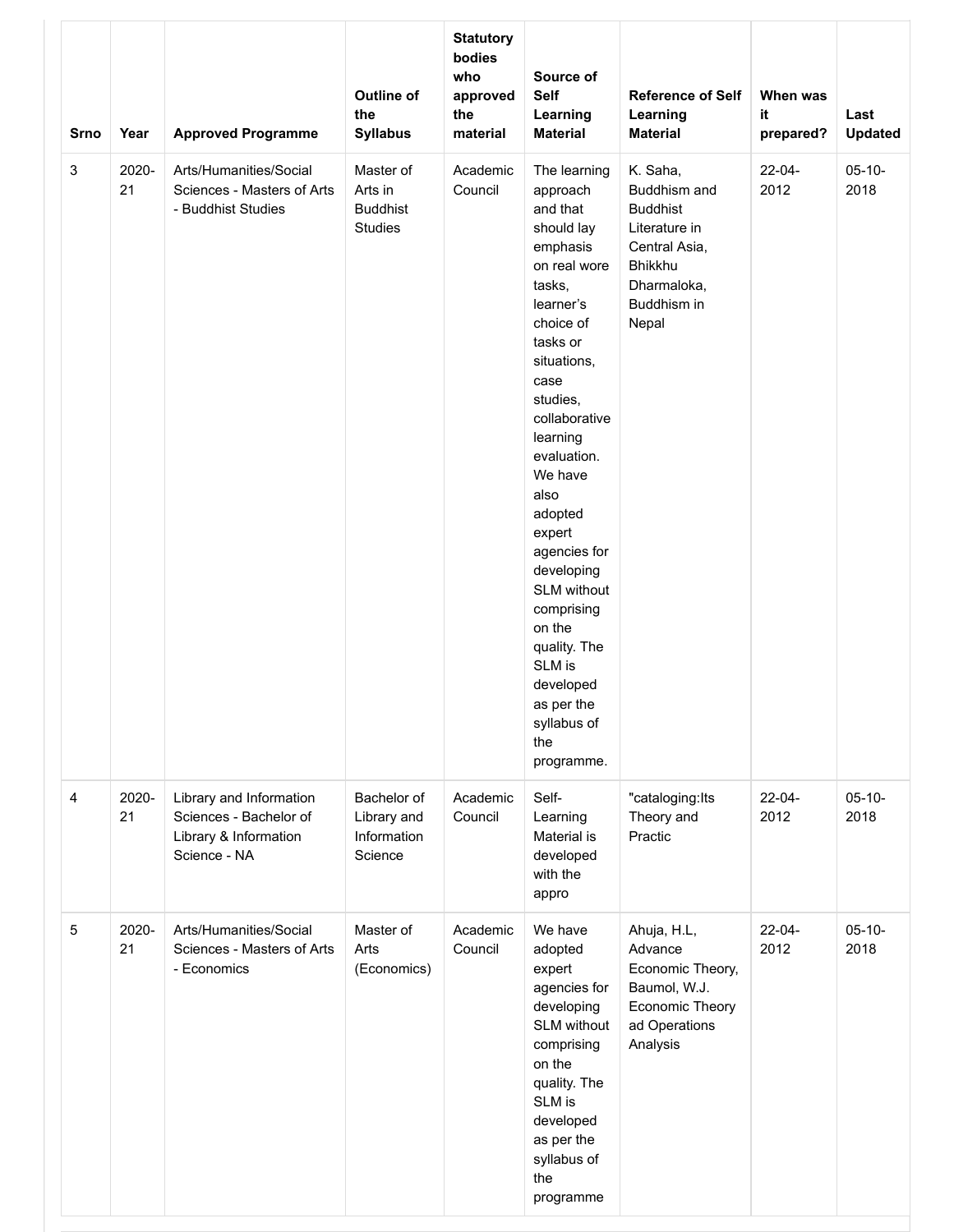| Srno | Year | Approved Programme | Outline of the Syllabus | Statutory bodies who approved the material | Source of Self Learning Material | Reference of Self Learning Material | When was it prepared? | Last Updated |
| --- | --- | --- | --- | --- | --- | --- | --- | --- |
| 3 | 2020-21 | Arts/Humanities/Social Sciences - Masters of Arts - Buddhist Studies | Master of Arts in Buddhist Studies | Academic Council | The learning approach and that should lay emphasis on real wore tasks, learner's choice of tasks or situations, case studies, collaborative learning evaluation. We have also adopted expert agencies for developing SLM without comprising on the quality. The SLM is developed as per the syllabus of the programme. | K. Saha, Buddhism and Buddhist Literature in Central Asia, Bhikkhu Dharmaloka, Buddhism in Nepal | 22-04-2012 | 05-10-2018 |
| 4 | 2020-21 | Library and Information Sciences - Bachelor of Library & Information Science - NA | Bachelor of Library and Information Science | Academic Council | Self-Learning Material is developed with the appro | "cataloging:Its Theory and Practic | 22-04-2012 | 05-10-2018 |
| 5 | 2020-21 | Arts/Humanities/Social Sciences - Masters of Arts - Economics | Master of Arts (Economics) | Academic Council | We have adopted expert agencies for developing SLM without comprising on the quality. The SLM is developed as per the syllabus of the programme | Ahuja, H.L, Advance Economic Theory, Baumol, W.J. Economic Theory ad Operations Analysis | 22-04-2012 | 05-10-2018 |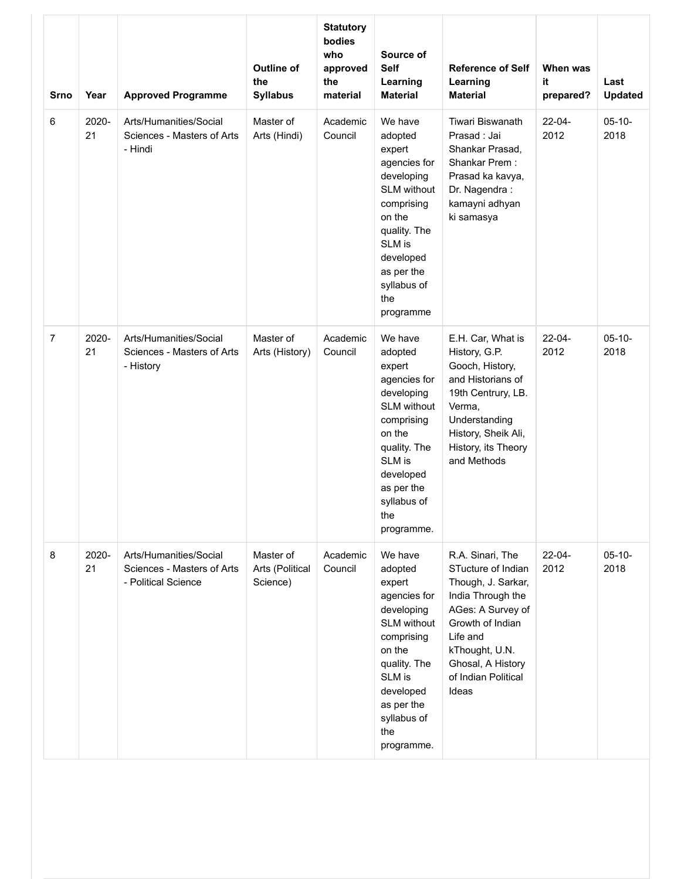| Srno | Year | Approved Programme | Outline of the Syllabus | Statutory bodies who approved the material | Source of Self Learning Material | Reference of Self Learning Material | When was it prepared? | Last Updated |
|---|---|---|---|---|---|---|---|---|
| 6 | 2020-21 | Arts/Humanities/Social Sciences - Masters of Arts - Hindi | Master of Arts (Hindi) | Academic Council | We have adopted expert agencies for developing SLM without comprising on the quality. The SLM is developed as per the syllabus of the programme | Tiwari Biswanath Prasad : Jai Shankar Prasad, Shankar Prem : Prasad ka kavya, Dr. Nagendra : kamayni adhyan ki samasya | 22-04-2012 | 05-10-2018 |
| 7 | 2020-21 | Arts/Humanities/Social Sciences - Masters of Arts - History | Master of Arts (History) | Academic Council | We have adopted expert agencies for developing SLM without comprising on the quality. The SLM is developed as per the syllabus of the programme. | E.H. Car, What is History, G.P. Gooch, History, and Historians of 19th Centrury, LB. Verma, Understanding History, Sheik Ali, History, its Theory and Methods | 22-04-2012 | 05-10-2018 |
| 8 | 2020-21 | Arts/Humanities/Social Sciences - Masters of Arts - Political Science | Master of Arts (Political Science) | Academic Council | We have adopted expert agencies for developing SLM without comprising on the quality. The SLM is developed as per the syllabus of the programme. | R.A. Sinari, The STucture of Indian Though, J. Sarkar, India Through the AGes: A Survey of Growth of Indian Life and kThought, U.N. Ghosal, A History of Indian Political Ideas | 22-04-2012 | 05-10-2018 |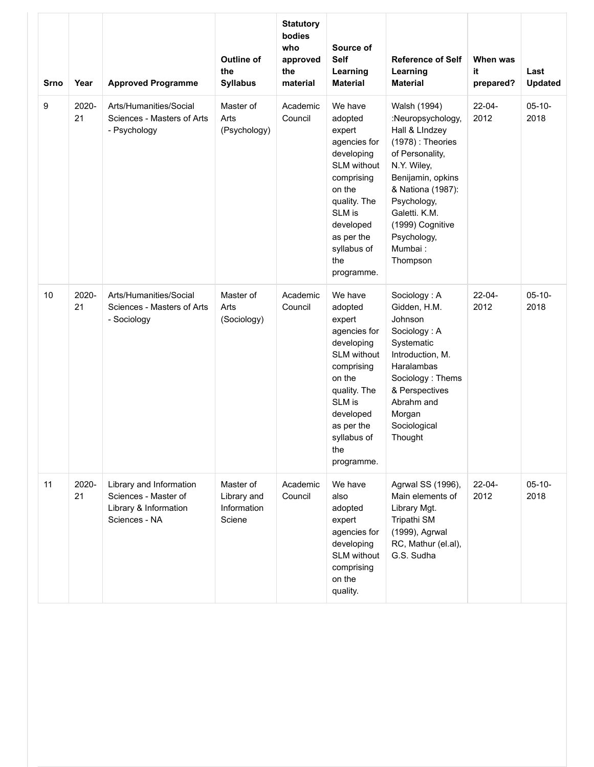| Srno | Year | Approved Programme | Outline of the Syllabus | Statutory bodies who approved the material | Source of Self Learning Material | Reference of Self Learning Material | When was it prepared? | Last Updated |
|---|---|---|---|---|---|---|---|---|
| 9 | 2020-21 | Arts/Humanities/Social Sciences - Masters of Arts - Psychology | Master of Arts (Psychology) | Academic Council | We have adopted expert agencies for developing SLM without comprising on the quality. The SLM is developed as per the syllabus of the programme. | Walsh (1994) :Neuropsychology, Hall & LIndzey (1978) : Theories of Personality, N.Y. Wiley, Benijamin, opkins & Nationa (1987): Psychology, Galetti. K.M. (1999) Cognitive Psychology, Mumbai : Thompson | 22-04-2012 | 05-10-2018 |
| 10 | 2020-21 | Arts/Humanities/Social Sciences - Masters of Arts - Sociology | Master of Arts (Sociology) | Academic Council | We have adopted expert agencies for developing SLM without comprising on the quality. The SLM is developed as per the syllabus of the programme. | Sociology : A Gidden, H.M. Johnson Sociology : A Systematic Introduction, M. Haralambas Sociology : Thems & Perspectives Abrahm and Morgan Sociological Thought | 22-04-2012 | 05-10-2018 |
| 11 | 2020-21 | Library and Information Sciences - Master of Library & Information Sciences - NA | Master of Library and Information Sciene | Academic Council | We have also adopted expert agencies for developing SLM without comprising on the quality. | Agrwal SS (1996), Main elements of Library Mgt. Tripathi SM (1999), Agrwal RC, Mathur (el.al), G.S. Sudha | 22-04-2012 | 05-10-2018 |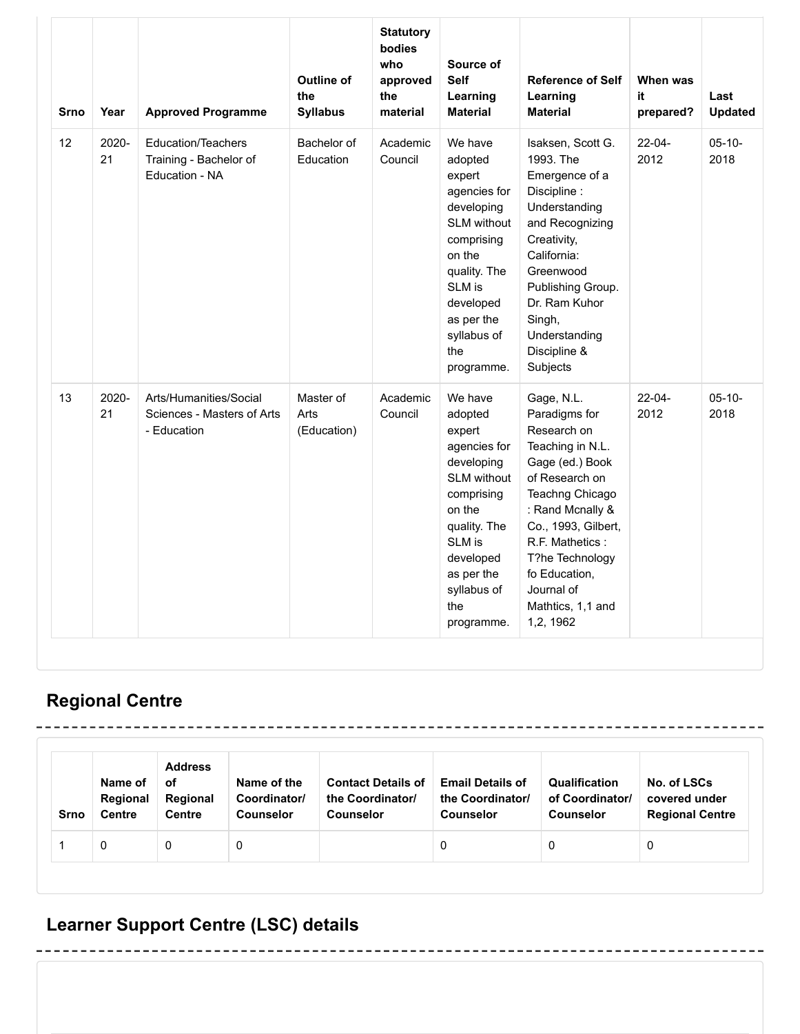| Srno | Year | Approved Programme | Outline of the Syllabus | Statutory bodies who approved the material | Source of Self Learning Material | Reference of Self Learning Material | When was it prepared? | Last Updated |
|---|---|---|---|---|---|---|---|---|
| 12 | 2020-21 | Education/Teachers Training - Bachelor of Education - NA | Bachelor of Education | Academic Council | We have adopted expert agencies for developing SLM without comprising on the quality. The SLM is developed as per the syllabus of the programme. | Isaksen, Scott G. 1993. The Emergence of a Discipline : Understanding and Recognizing Creativity, California: Greenwood Publishing Group. Dr. Ram Kuhor Singh, Understanding Discipline & Subjects | 22-04-2012 | 05-10-2018 |
| 13 | 2020-21 | Arts/Humanities/Social Sciences - Masters of Arts - Education | Master of Arts (Education) | Academic Council | We have adopted expert agencies for developing SLM without comprising on the quality. The SLM is developed as per the syllabus of the programme. | Gage, N.L. Paradigms for Research on Teaching in N.L. Gage (ed.) Book of Research on Teachng Chicago : Rand Mcnally & Co., 1993, Gilbert, R.F. Mathetics : T?he Technology fo Education, Journal of Mathtics, 1,1 and 1,2, 1962 | 22-04-2012 | 05-10-2018 |

## Regional Centre

| Srno | Name of Regional Centre | Address of Regional Centre | Name of the Coordinator/ Counselor | Contact Details of the Coordinator/ Counselor | Email Details of the Coordinator/ Counselor | Qualification of Coordinator/ Counselor | No. of LSCs covered under Regional Centre |
|---|---|---|---|---|---|---|---|
| 1 | 0 | 0 | 0 | | 0 | 0 | 0 |

## Learner Support Centre (LSC) details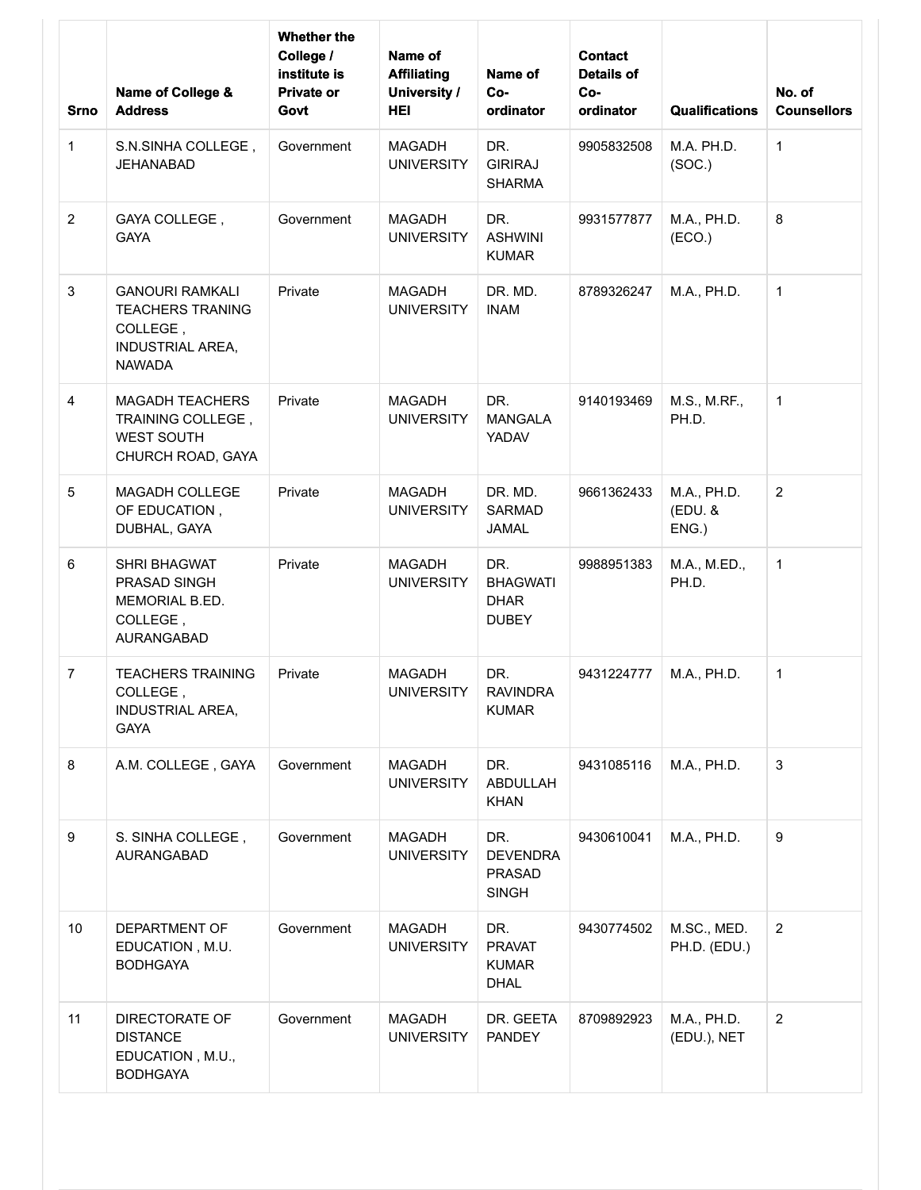| Srno | Name of College & Address | Whether the College / institute is Private or Govt | Name of Affiliating University / HEI | Name of Co-ordinator | Contact Details of Co-ordinator | Qualifications | No. of Counsellors |
|---|---|---|---|---|---|---|---|
| 1 | S.N.SINHA COLLEGE , JEHANABAD | Government | MAGADH UNIVERSITY | DR. GIRIRAJ SHARMA | 9905832508 | M.A. PH.D. (SOC.) | 1 |
| 2 | GAYA COLLEGE , GAYA | Government | MAGADH UNIVERSITY | DR. ASHWINI KUMAR | 9931577877 | M.A., PH.D. (ECO.) | 8 |
| 3 | GANOURI RAMKALI TEACHERS TRANING COLLEGE , INDUSTRIAL AREA, NAWADA | Private | MAGADH UNIVERSITY | DR. MD. INAM | 8789326247 | M.A., PH.D. | 1 |
| 4 | MAGADH TEACHERS TRAINING COLLEGE , WEST SOUTH CHURCH ROAD, GAYA | Private | MAGADH UNIVERSITY | DR. MANGALA YADAV | 9140193469 | M.S., M.RF., PH.D. | 1 |
| 5 | MAGADH COLLEGE OF EDUCATION , DUBHAL, GAYA | Private | MAGADH UNIVERSITY | DR. MD. SARMAD JAMAL | 9661362433 | M.A., PH.D. (EDU. & ENG.) | 2 |
| 6 | SHRI BHAGWAT PRASAD SINGH MEMORIAL B.ED. COLLEGE , AURANGABAD | Private | MAGADH UNIVERSITY | DR. BHAGWATI DHAR DUBEY | 9988951383 | M.A., M.ED., PH.D. | 1 |
| 7 | TEACHERS TRAINING COLLEGE , INDUSTRIAL AREA, GAYA | Private | MAGADH UNIVERSITY | DR. RAVINDRA KUMAR | 9431224777 | M.A., PH.D. | 1 |
| 8 | A.M. COLLEGE , GAYA | Government | MAGADH UNIVERSITY | DR. ABDULLAH KHAN | 9431085116 | M.A., PH.D. | 3 |
| 9 | S. SINHA COLLEGE , AURANGABAD | Government | MAGADH UNIVERSITY | DR. DEVENDRA PRASAD SINGH | 9430610041 | M.A., PH.D. | 9 |
| 10 | DEPARTMENT OF EDUCATION , M.U. BODHGAYA | Government | MAGADH UNIVERSITY | DR. PRAVAT KUMAR DHAL | 9430774502 | M.SC., MED. PH.D. (EDU.) | 2 |
| 11 | DIRECTORATE OF DISTANCE EDUCATION , M.U., BODHGAYA | Government | MAGADH UNIVERSITY | DR. GEETA PANDEY | 8709892923 | M.A., PH.D. (EDU.), NET | 2 |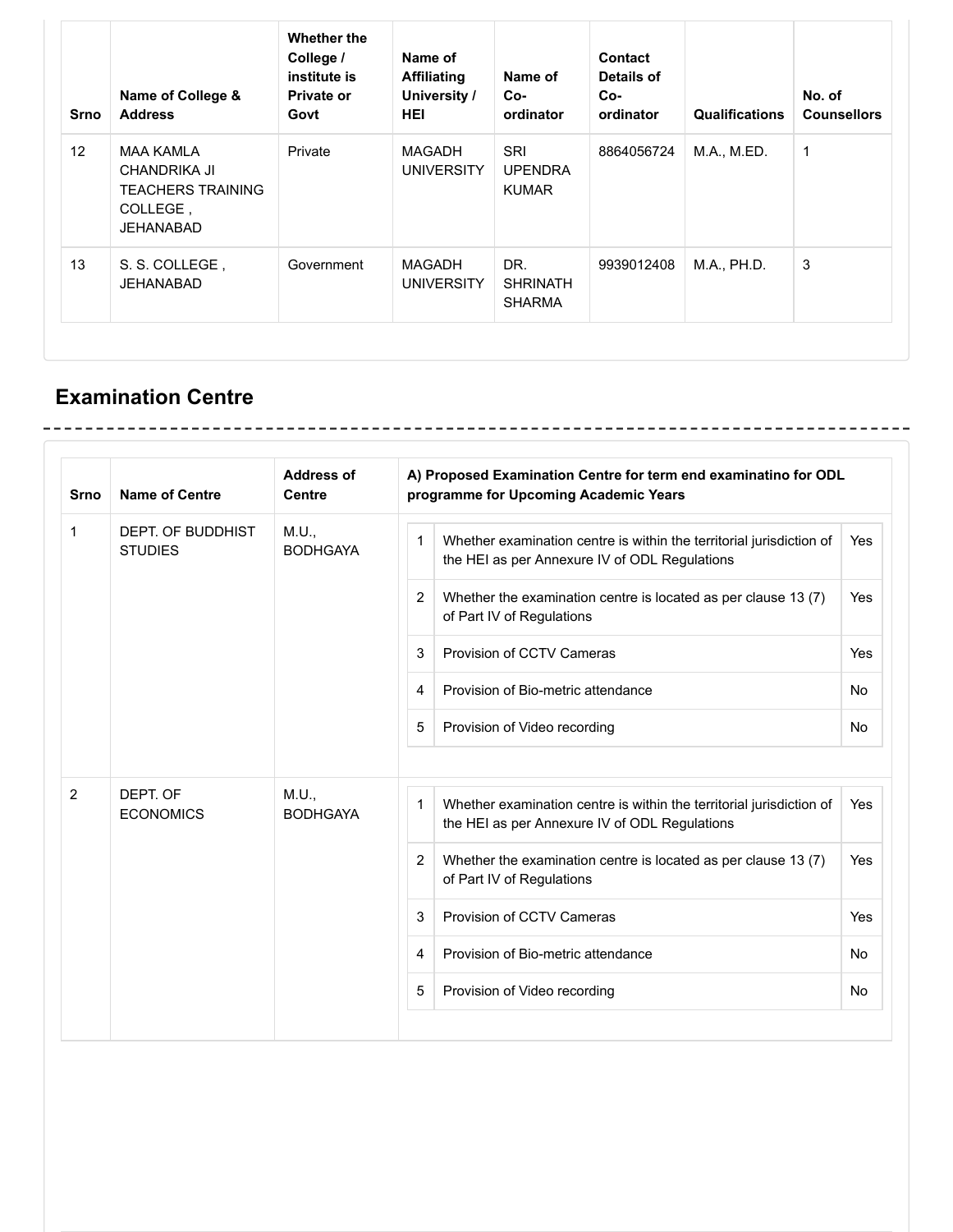| Srno | Name of College & Address | Whether the College / institute is Private or Govt | Name of Affiliating University / HEI | Name of Co-ordinator | Contact Details of Co-ordinator | Qualifications | No. of Counsellors |
|---|---|---|---|---|---|---|---|
| 12 | MAA KAMLA CHANDRIKA JI TEACHERS TRAINING COLLEGE , JEHANABAD | Private | MAGADH UNIVERSITY | SRI UPENDRA KUMAR | 8864056724 | M.A., M.ED. | 1 |
| 13 | S. S. COLLEGE , JEHANABAD | Government | MAGADH UNIVERSITY | DR. SHRINATH SHARMA | 9939012408 | M.A., PH.D. | 3 |

## Examination Centre

| Srno | Name of Centre | Address of Centre | A) Proposed Examination Centre for term end examinatino for ODL programme for Upcoming Academic Years | | |
|---|---|---|---|---|---|
| 1 | DEPT. OF BUDDHIST STUDIES | M.U., BODHGAYA | 1 | Whether examination centre is within the territorial jurisdiction of the HEI as per Annexure IV of ODL Regulations | Yes |
| | | | 2 | Whether the examination centre is located as per clause 13 (7) of Part IV of Regulations | Yes |
| | | | 3 | Provision of CCTV Cameras | Yes |
| | | | 4 | Provision of Bio-metric attendance | No |
| | | | 5 | Provision of Video recording | No |
| 2 | DEPT. OF ECONOMICS | M.U., BODHGAYA | 1 | Whether examination centre is within the territorial jurisdiction of the HEI as per Annexure IV of ODL Regulations | Yes |
| | | | 2 | Whether the examination centre is located as per clause 13 (7) of Part IV of Regulations | Yes |
| | | | 3 | Provision of CCTV Cameras | Yes |
| | | | 4 | Provision of Bio-metric attendance | No |
| | | | 5 | Provision of Video recording | No |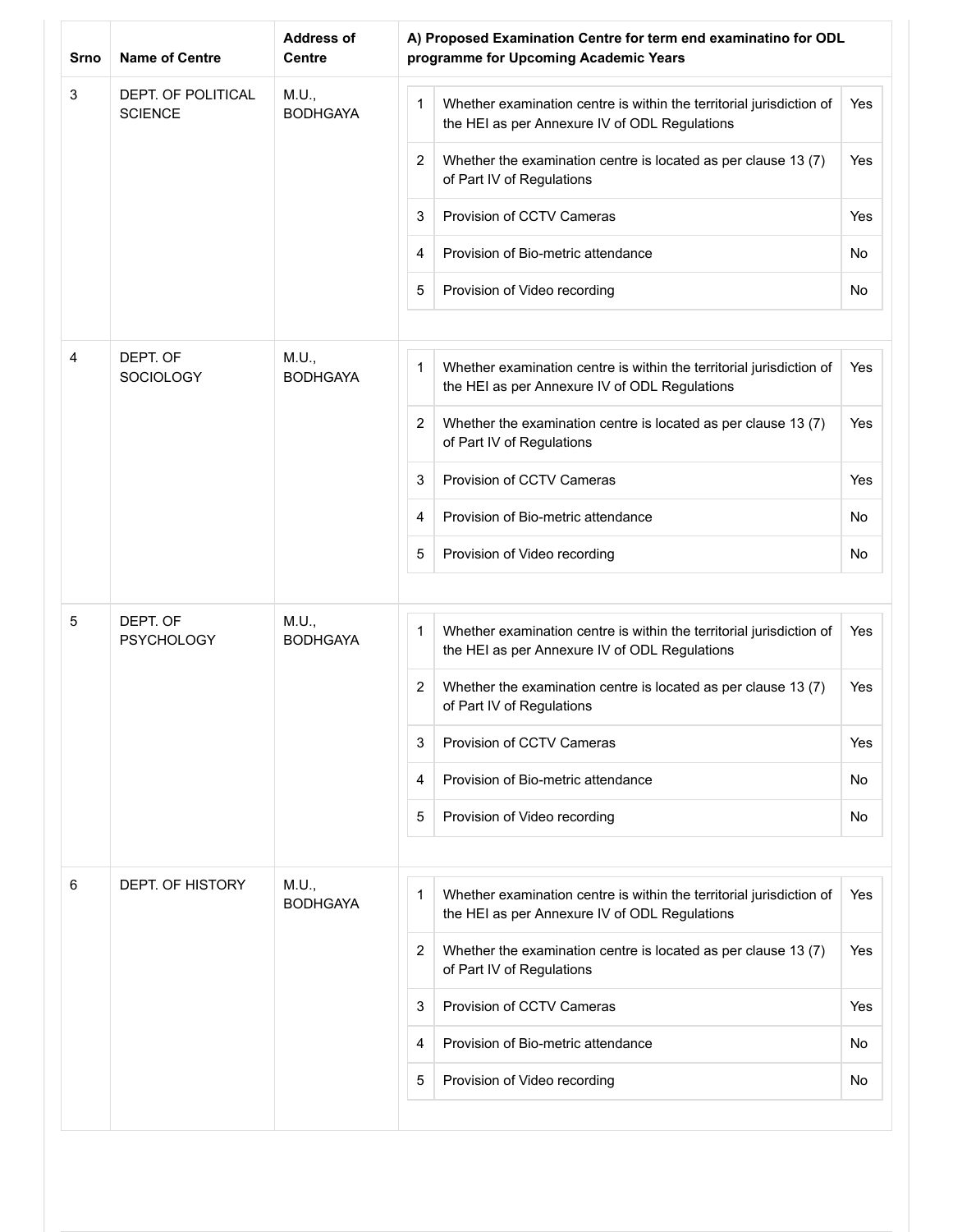| Srno | Name of Centre | Address of Centre | A) Proposed Examination Centre for term end examinatino for ODL programme for Upcoming Academic Years | | |
|---|---|---|---|---|---|
| 3 | DEPT. OF POLITICAL SCIENCE | M.U., BODHGAYA | 1 | Whether examination centre is within the territorial jurisdiction of the HEI as per Annexure IV of ODL Regulations | Yes |
| | | | 2 | Whether the examination centre is located as per clause 13 (7) of Part IV of Regulations | Yes |
| | | | 3 | Provision of CCTV Cameras | Yes |
| | | | 4 | Provision of Bio-metric attendance | No |
| | | | 5 | Provision of Video recording | No |
| 4 | DEPT. OF SOCIOLOGY | M.U., BODHGAYA | 1 | Whether examination centre is within the territorial jurisdiction of the HEI as per Annexure IV of ODL Regulations | Yes |
| | | | 2 | Whether the examination centre is located as per clause 13 (7) of Part IV of Regulations | Yes |
| | | | 3 | Provision of CCTV Cameras | Yes |
| | | | 4 | Provision of Bio-metric attendance | No |
| | | | 5 | Provision of Video recording | No |
| 5 | DEPT. OF PSYCHOLOGY | M.U., BODHGAYA | 1 | Whether examination centre is within the territorial jurisdiction of the HEI as per Annexure IV of ODL Regulations | Yes |
| | | | 2 | Whether the examination centre is located as per clause 13 (7) of Part IV of Regulations | Yes |
| | | | 3 | Provision of CCTV Cameras | Yes |
| | | | 4 | Provision of Bio-metric attendance | No |
| | | | 5 | Provision of Video recording | No |
| 6 | DEPT. OF HISTORY | M.U., BODHGAYA | 1 | Whether examination centre is within the territorial jurisdiction of the HEI as per Annexure IV of ODL Regulations | Yes |
| | | | 2 | Whether the examination centre is located as per clause 13 (7) of Part IV of Regulations | Yes |
| | | | 3 | Provision of CCTV Cameras | Yes |
| | | | 4 | Provision of Bio-metric attendance | No |
| | | | 5 | Provision of Video recording | No |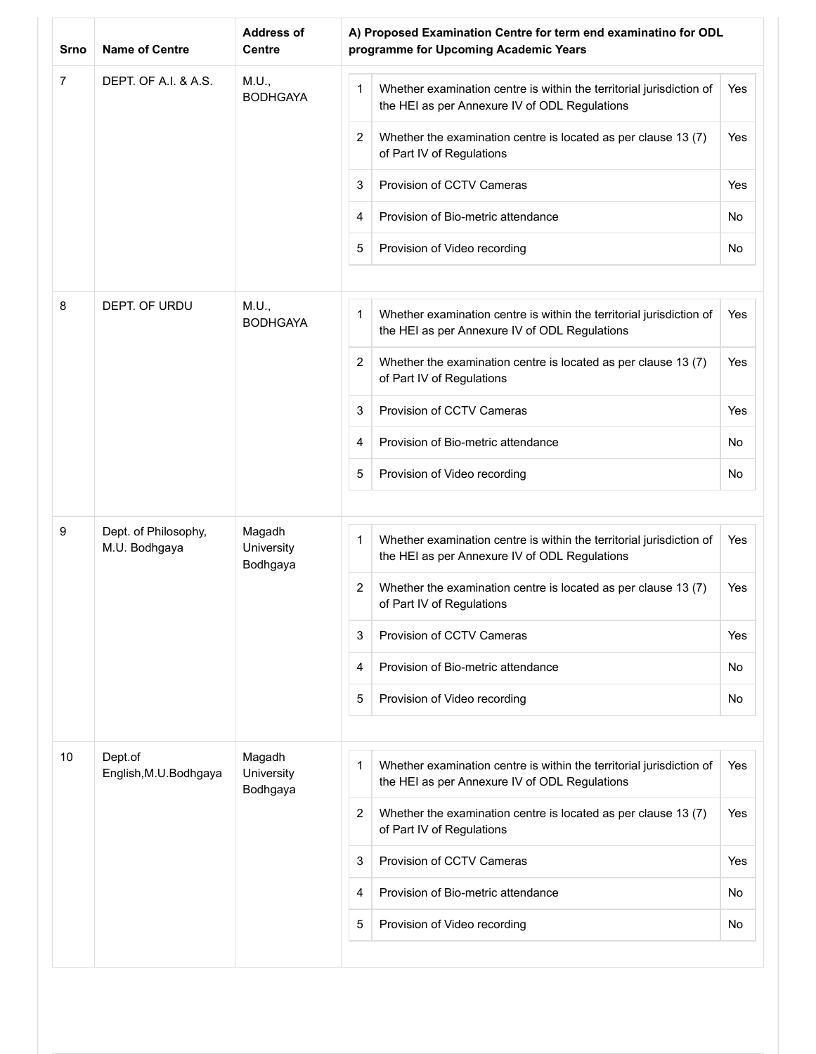| Srno | Name of Centre | Address of Centre | A) Proposed Examination Centre for term end examinatino for ODL programme for Upcoming Academic Years | | |
|---|---|---|---|---|---|
| 7 | DEPT. OF A.I. & A.S. | M.U., BODHGAYA | 1 | Whether examination centre is within the territorial jurisdiction of the HEI as per Annexure IV of ODL Regulations | Yes |
| | | | 2 | Whether the examination centre is located as per clause 13 (7) of Part IV of Regulations | Yes |
| | | | 3 | Provision of CCTV Cameras | Yes |
| | | | 4 | Provision of Bio-metric attendance | No |
| | | | 5 | Provision of Video recording | No |
| 8 | DEPT. OF URDU | M.U., BODHGAYA | 1 | Whether examination centre is within the territorial jurisdiction of the HEI as per Annexure IV of ODL Regulations | Yes |
| | | | 2 | Whether the examination centre is located as per clause 13 (7) of Part IV of Regulations | Yes |
| | | | 3 | Provision of CCTV Cameras | Yes |
| | | | 4 | Provision of Bio-metric attendance | No |
| | | | 5 | Provision of Video recording | No |
| 9 | Dept. of Philosophy, M.U. Bodhgaya | Magadh University Bodhgaya | 1 | Whether examination centre is within the territorial jurisdiction of the HEI as per Annexure IV of ODL Regulations | Yes |
| | | | 2 | Whether the examination centre is located as per clause 13 (7) of Part IV of Regulations | Yes |
| | | | 3 | Provision of CCTV Cameras | Yes |
| | | | 4 | Provision of Bio-metric attendance | No |
| | | | 5 | Provision of Video recording | No |
| 10 | Dept.of English,M.U.Bodhgaya | Magadh University Bodhgaya | 1 | Whether examination centre is within the territorial jurisdiction of the HEI as per Annexure IV of ODL Regulations | Yes |
| | | | 2 | Whether the examination centre is located as per clause 13 (7) of Part IV of Regulations | Yes |
| | | | 3 | Provision of CCTV Cameras | Yes |
| | | | 4 | Provision of Bio-metric attendance | No |
| | | | 5 | Provision of Video recording | No |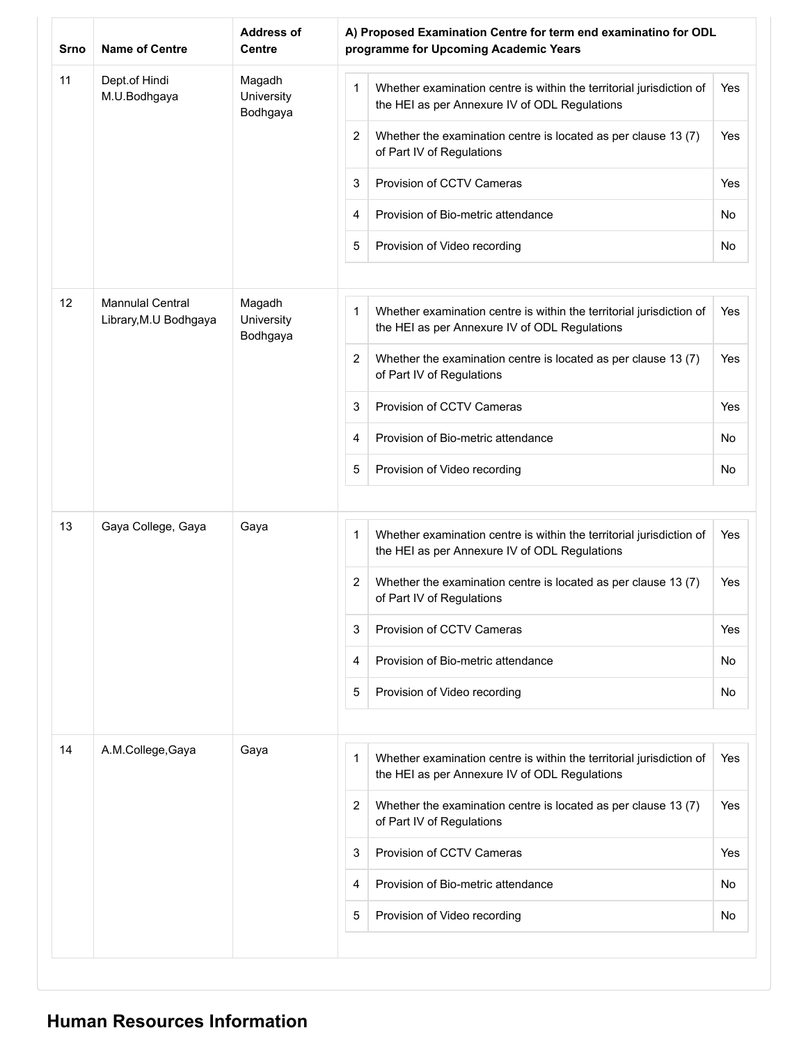| Srno | Name of Centre | Address of Centre | A) Proposed Examination Centre for term end examinatino for ODL programme for Upcoming Academic Years | | |
|---|---|---|---|---|---|
| 11 | Dept.of Hindi M.U.Bodhgaya | Magadh University Bodhgaya | 1 | Whether examination centre is within the territorial jurisdiction of the HEI as per Annexure IV of ODL Regulations | Yes |
| | | | 2 | Whether the examination centre is located as per clause 13 (7) of Part IV of Regulations | Yes |
| | | | 3 | Provision of CCTV Cameras | Yes |
| | | | 4 | Provision of Bio-metric attendance | No |
| | | | 5 | Provision of Video recording | No |
| 12 | Mannulal Central Library,M.U Bodhgaya | Magadh University Bodhgaya | 1 | Whether examination centre is within the territorial jurisdiction of the HEI as per Annexure IV of ODL Regulations | Yes |
| | | | 2 | Whether the examination centre is located as per clause 13 (7) of Part IV of Regulations | Yes |
| | | | 3 | Provision of CCTV Cameras | Yes |
| | | | 4 | Provision of Bio-metric attendance | No |
| | | | 5 | Provision of Video recording | No |
| 13 | Gaya College, Gaya | Gaya | 1 | Whether examination centre is within the territorial jurisdiction of the HEI as per Annexure IV of ODL Regulations | Yes |
| | | | 2 | Whether the examination centre is located as per clause 13 (7) of Part IV of Regulations | Yes |
| | | | 3 | Provision of CCTV Cameras | Yes |
| | | | 4 | Provision of Bio-metric attendance | No |
| | | | 5 | Provision of Video recording | No |
| 14 | A.M.College,Gaya | Gaya | 1 | Whether examination centre is within the territorial jurisdiction of the HEI as per Annexure IV of ODL Regulations | Yes |
| | | | 2 | Whether the examination centre is located as per clause 13 (7) of Part IV of Regulations | Yes |
| | | | 3 | Provision of CCTV Cameras | Yes |
| | | | 4 | Provision of Bio-metric attendance | No |
| | | | 5 | Provision of Video recording | No |

## Human Resources Information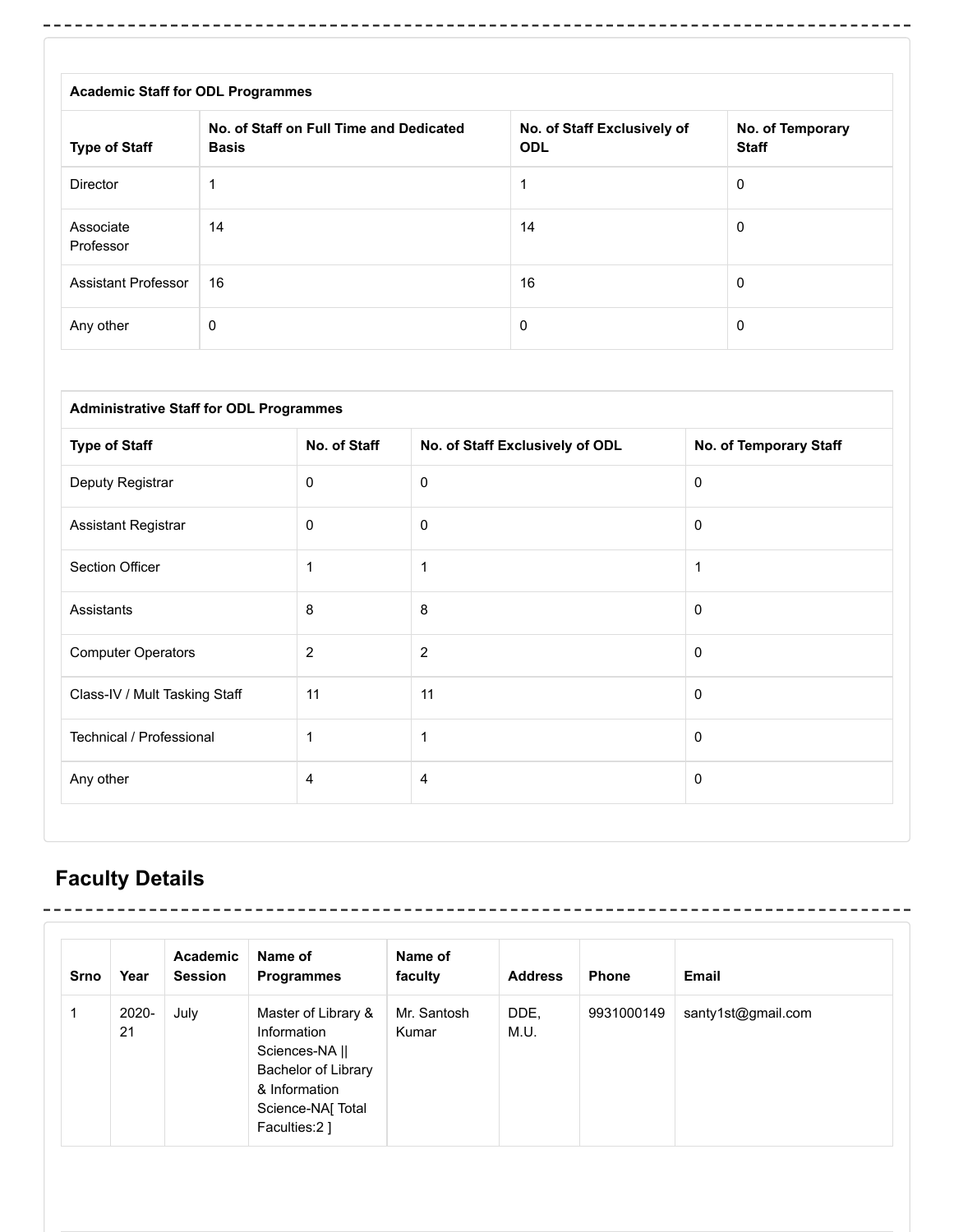| Academic Staff for ODL Programmes | | | |
|---|---|---|---|
| **Type of Staff** | **No. of Staff on Full Time and Dedicated Basis** | **No. of Staff Exclusively of ODL** | **No. of Temporary Staff** |
| Director | 1 | 1 | 0 |
| Associate Professor | 14 | 14 | 0 |
| Assistant Professor | 16 | 16 | 0 |
| Any other | 0 | 0 | 0 |

| Administrative Staff for ODL Programmes | | | |
|---|---|---|---|
| **Type of Staff** | **No. of Staff** | **No. of Staff Exclusively of ODL** | **No. of Temporary Staff** |
| Deputy Registrar | 0 | 0 | 0 |
| Assistant Registrar | 0 | 0 | 0 |
| Section Officer | 1 | 1 | 1 |
| Assistants | 8 | 8 | 0 |
| Computer Operators | 2 | 2 | 0 |
| Class-IV / Mult Tasking Staff | 11 | 11 | 0 |
| Technical / Professional | 1 | 1 | 0 |
| Any other | 4 | 4 | 0 |

## Faculty Details

| Srno | Year | Academic Session | Name of Programmes | Name of faculty | Address | Phone | Email |
|---|---|---|---|---|---|---|---|
| 1 | 2020-21 | July | Master of Library & Information Sciences-NA \|\| Bachelor of Library & Information Science-NA[ Total Faculties:2 ] | Mr. Santosh Kumar | DDE, M.U. | 9931000149 | santy1st@gmail.com |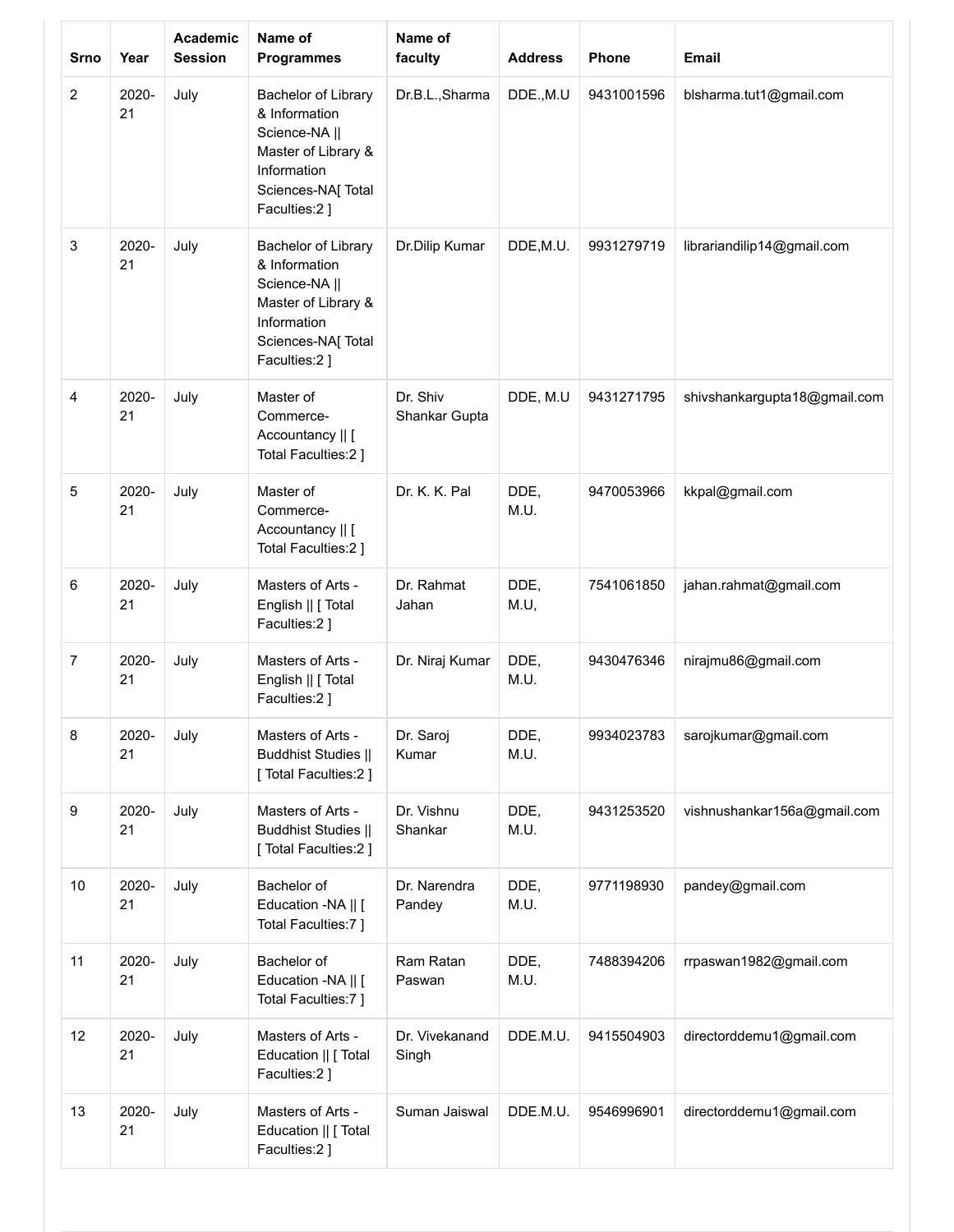| Srno | Year | Academic Session | Name of Programmes | Name of faculty | Address | Phone | Email |
|---|---|---|---|---|---|---|---|
| 2 | 2020-21 | July | Bachelor of Library & Information Science-NA \|\| Master of Library & Information Sciences-NA[ Total Faculties:2 ] | Dr.B.L.,Sharma | DDE.,M.U | 9431001596 | blsharma.tut1@gmail.com |
| 3 | 2020-21 | July | Bachelor of Library & Information Science-NA \|\| Master of Library & Information Sciences-NA[ Total Faculties:2 ] | Dr.Dilip Kumar | DDE,M.U. | 9931279719 | librariandilip14@gmail.com |
| 4 | 2020-21 | July | Master of Commerce-Accountancy \|\| [ Total Faculties:2 ] | Dr. Shiv Shankar Gupta | DDE, M.U | 9431271795 | shivshankargupta18@gmail.com |
| 5 | 2020-21 | July | Master of Commerce-Accountancy \|\| [ Total Faculties:2 ] | Dr. K. K. Pal | DDE, M.U. | 9470053966 | kkpal@gmail.com |
| 6 | 2020-21 | July | Masters of Arts - English \|\| [ Total Faculties:2 ] | Dr. Rahmat Jahan | DDE, M.U, | 7541061850 | jahan.rahmat@gmail.com |
| 7 | 2020-21 | July | Masters of Arts - English \|\| [ Total Faculties:2 ] | Dr. Niraj Kumar | DDE, M.U. | 9430476346 | nirajmu86@gmail.com |
| 8 | 2020-21 | July | Masters of Arts - Buddhist Studies \|\| [ Total Faculties:2 ] | Dr. Saroj Kumar | DDE, M.U. | 9934023783 | sarojkumar@gmail.com |
| 9 | 2020-21 | July | Masters of Arts - Buddhist Studies \|\| [ Total Faculties:2 ] | Dr. Vishnu Shankar | DDE, M.U. | 9431253520 | vishnushankar156a@gmail.com |
| 10 | 2020-21 | July | Bachelor of Education -NA \|\| [ Total Faculties:7 ] | Dr. Narendra Pandey | DDE, M.U. | 9771198930 | pandey@gmail.com |
| 11 | 2020-21 | July | Bachelor of Education -NA \|\| [ Total Faculties:7 ] | Ram Ratan Paswan | DDE, M.U. | 7488394206 | rrpaswan1982@gmail.com |
| 12 | 2020-21 | July | Masters of Arts - Education \|\| [ Total Faculties:2 ] | Dr. Vivekanand Singh | DDE.M.U. | 9415504903 | directorddemu1@gmail.com |
| 13 | 2020-21 | July | Masters of Arts - Education \|\| [ Total Faculties:2 ] | Suman Jaiswal | DDE.M.U. | 9546996901 | directorddemu1@gmail.com |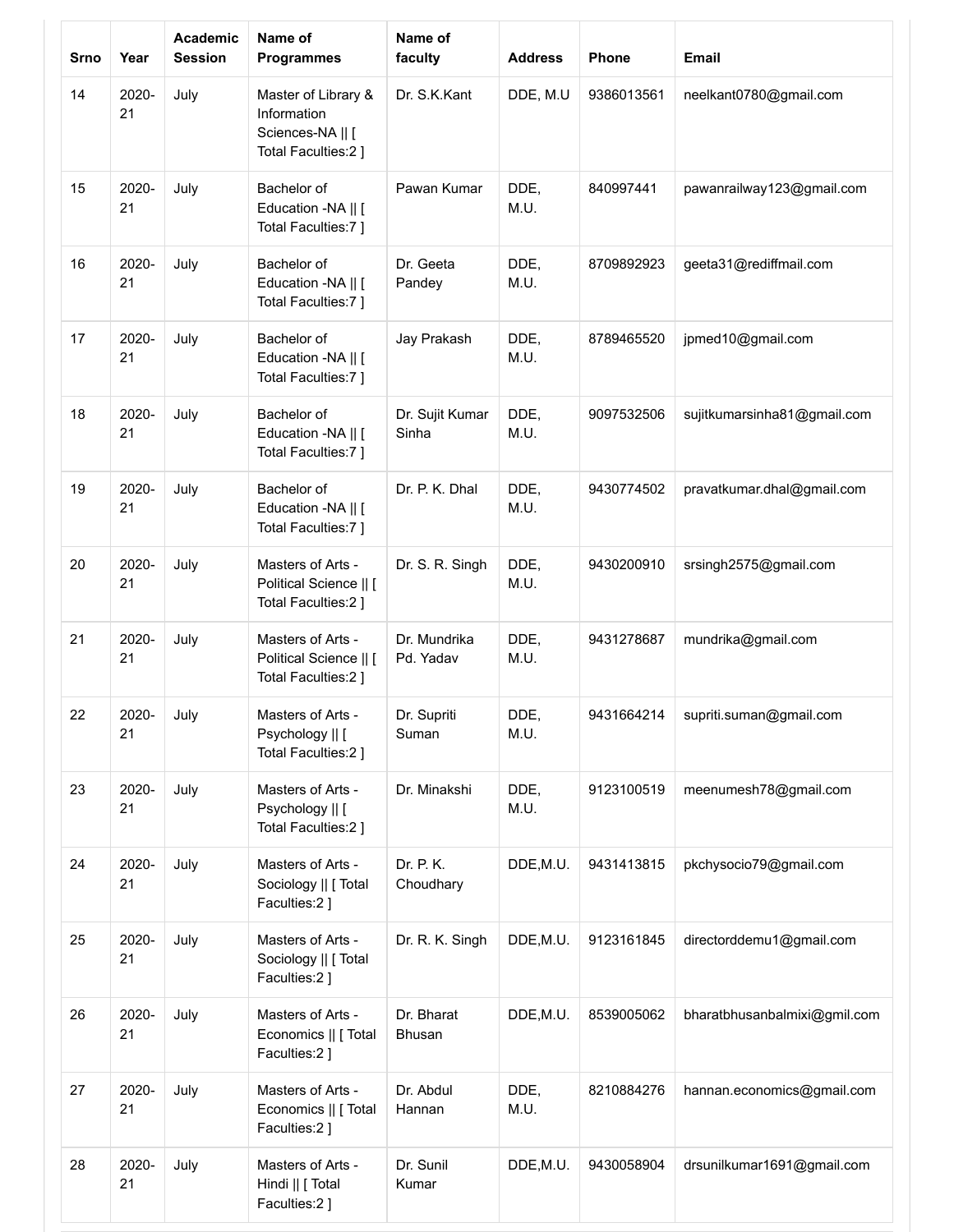| Srno | Year | Academic Session | Name of Programmes | Name of faculty | Address | Phone | Email |
|---|---|---|---|---|---|---|---|
| 14 | 2020-21 | July | Master of Library & Information Sciences-NA || [ Total Faculties:2 ] | Dr. S.K.Kant | DDE, M.U | 9386013561 | neelkant0780@gmail.com |
| 15 | 2020-21 | July | Bachelor of Education -NA || [ Total Faculties:7 ] | Pawan Kumar | DDE, M.U. | 840997441 | pawanrailway123@gmail.com |
| 16 | 2020-21 | July | Bachelor of Education -NA || [ Total Faculties:7 ] | Dr. Geeta Pandey | DDE, M.U. | 8709892923 | geeta31@rediffmail.com |
| 17 | 2020-21 | July | Bachelor of Education -NA || [ Total Faculties:7 ] | Jay Prakash | DDE, M.U. | 8789465520 | jpmed10@gmail.com |
| 18 | 2020-21 | July | Bachelor of Education -NA || [ Total Faculties:7 ] | Dr. Sujit Kumar Sinha | DDE, M.U. | 9097532506 | sujitkumarsinha81@gmail.com |
| 19 | 2020-21 | July | Bachelor of Education -NA || [ Total Faculties:7 ] | Dr. P. K. Dhal | DDE, M.U. | 9430774502 | pravatkumar.dhal@gmail.com |
| 20 | 2020-21 | July | Masters of Arts - Political Science || [ Total Faculties:2 ] | Dr. S. R. Singh | DDE, M.U. | 9430200910 | srsingh2575@gmail.com |
| 21 | 2020-21 | July | Masters of Arts - Political Science || [ Total Faculties:2 ] | Dr. Mundrika Pd. Yadav | DDE, M.U. | 9431278687 | mundrika@gmail.com |
| 22 | 2020-21 | July | Masters of Arts - Psychology || [ Total Faculties:2 ] | Dr. Supriti Suman | DDE, M.U. | 9431664214 | supriti.suman@gmail.com |
| 23 | 2020-21 | July | Masters of Arts - Psychology || [ Total Faculties:2 ] | Dr. Minakshi | DDE, M.U. | 9123100519 | meenumesh78@gmail.com |
| 24 | 2020-21 | July | Masters of Arts - Sociology || [ Total Faculties:2 ] | Dr. P. K. Choudhary | DDE,M.U. | 9431413815 | pkchysocio79@gmail.com |
| 25 | 2020-21 | July | Masters of Arts - Sociology || [ Total Faculties:2 ] | Dr. R. K. Singh | DDE,M.U. | 9123161845 | directorddemu1@gmail.com |
| 26 | 2020-21 | July | Masters of Arts - Economics || [ Total Faculties:2 ] | Dr. Bharat Bhusan | DDE,M.U. | 8539005062 | bharatbhusanbalmixi@gmil.com |
| 27 | 2020-21 | July | Masters of Arts - Economics || [ Total Faculties:2 ] | Dr. Abdul Hannan | DDE, M.U. | 8210884276 | hannan.economics@gmail.com |
| 28 | 2020-21 | July | Masters of Arts - Hindi || [ Total Faculties:2 ] | Dr. Sunil Kumar | DDE,M.U. | 9430058904 | drsunilkumar1691@gmail.com |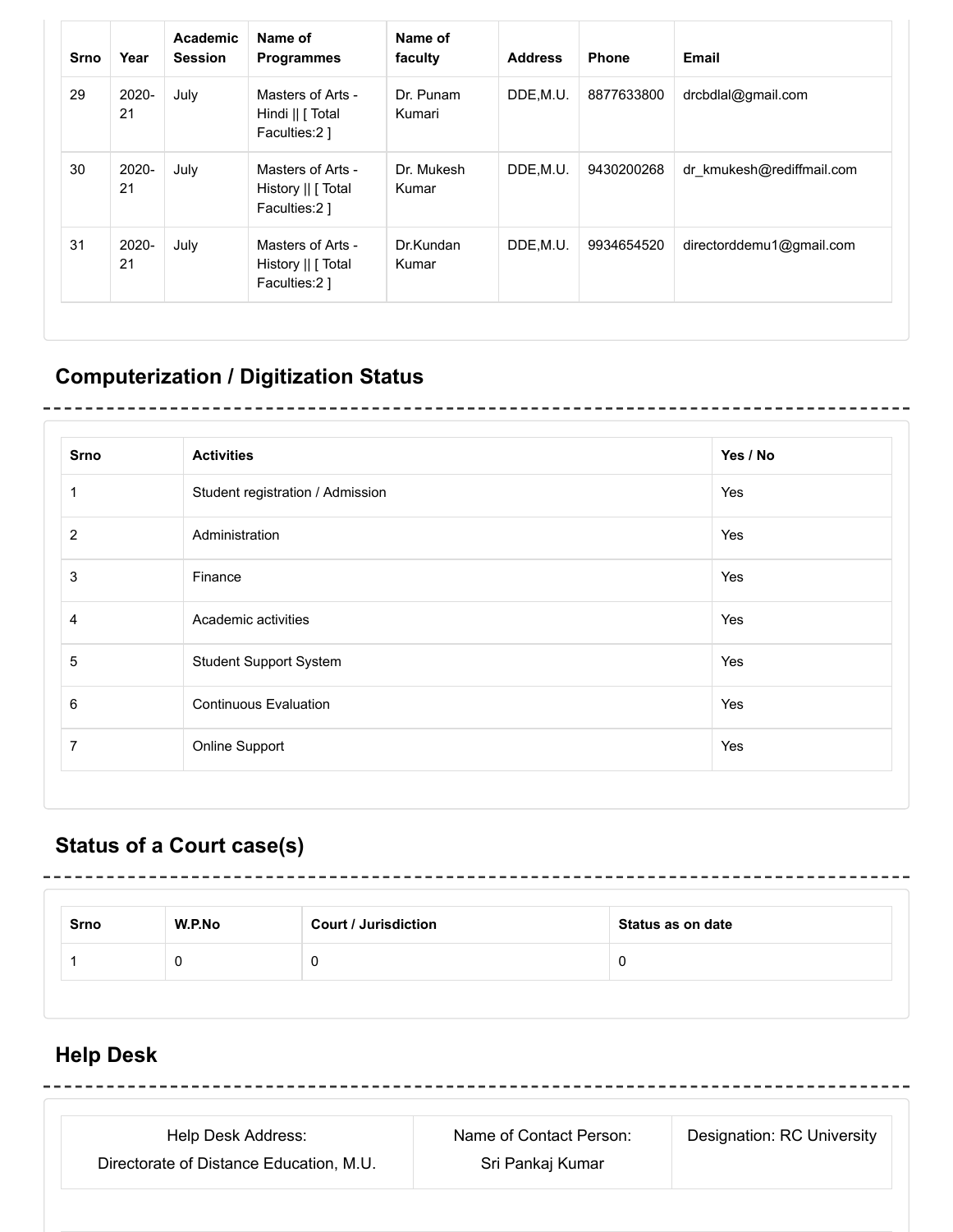| Srno | Year | Academic Session | Name of Programmes | Name of faculty | Address | Phone | Email |
|---|---|---|---|---|---|---|---|
| 29 | 2020-21 | July | Masters of Arts - Hindi \|\| [ Total Faculties:2 ] | Dr. Punam Kumari | DDE,M.U. | 8877633800 | drcbdlal@gmail.com |
| 30 | 2020-21 | July | Masters of Arts - History \|\| [ Total Faculties:2 ] | Dr. Mukesh Kumar | DDE,M.U. | 9430200268 | dr_kmukesh@rediffmail.com |
| 31 | 2020-21 | July | Masters of Arts - History \|\| [ Total Faculties:2 ] | Dr.Kundan Kumar | DDE,M.U. | 9934654520 | directorddemu1@gmail.com |

## Computerization / Digitization Status

| Srno | Activities | Yes / No |
|---|---|---|
| 1 | Student registration / Admission | Yes |
| 2 | Administration | Yes |
| 3 | Finance | Yes |
| 4 | Academic activities | Yes |
| 5 | Student Support System | Yes |
| 6 | Continuous Evaluation | Yes |
| 7 | Online Support | Yes |

## Status of a Court case(s)

| Srno | W.P.No | Court / Jurisdiction | Status as on date |
|---|---|---|---|
| 1 | 0 | 0 | 0 |

## Help Desk

| Help Desk Address: Directorate of Distance Education, M.U. | Name of Contact Person: Sri Pankaj Kumar | Designation: RC University |
|---|---|---|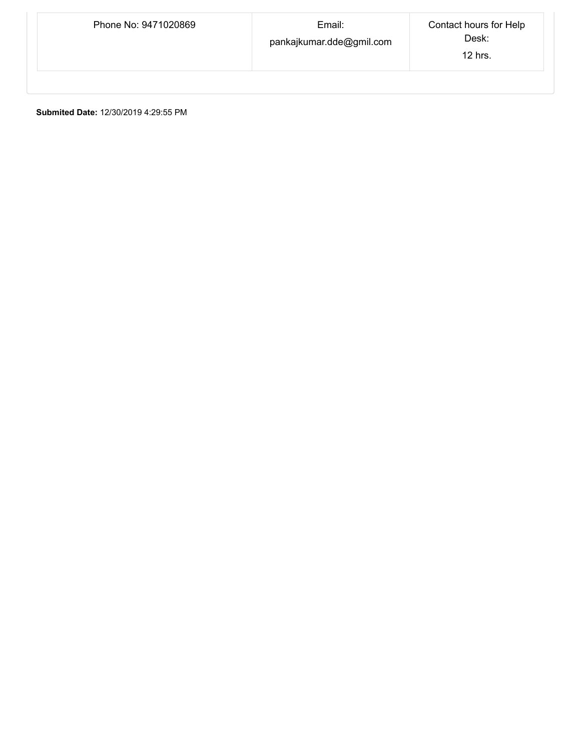| | | |
|---|---|---|
| Phone No: 9471020869 | Email: pankajkumar.dde@gmil.com | Contact hours for Help Desk: 12 hrs. |

**Submited Date:** 12/30/2019 4:29:55 PM